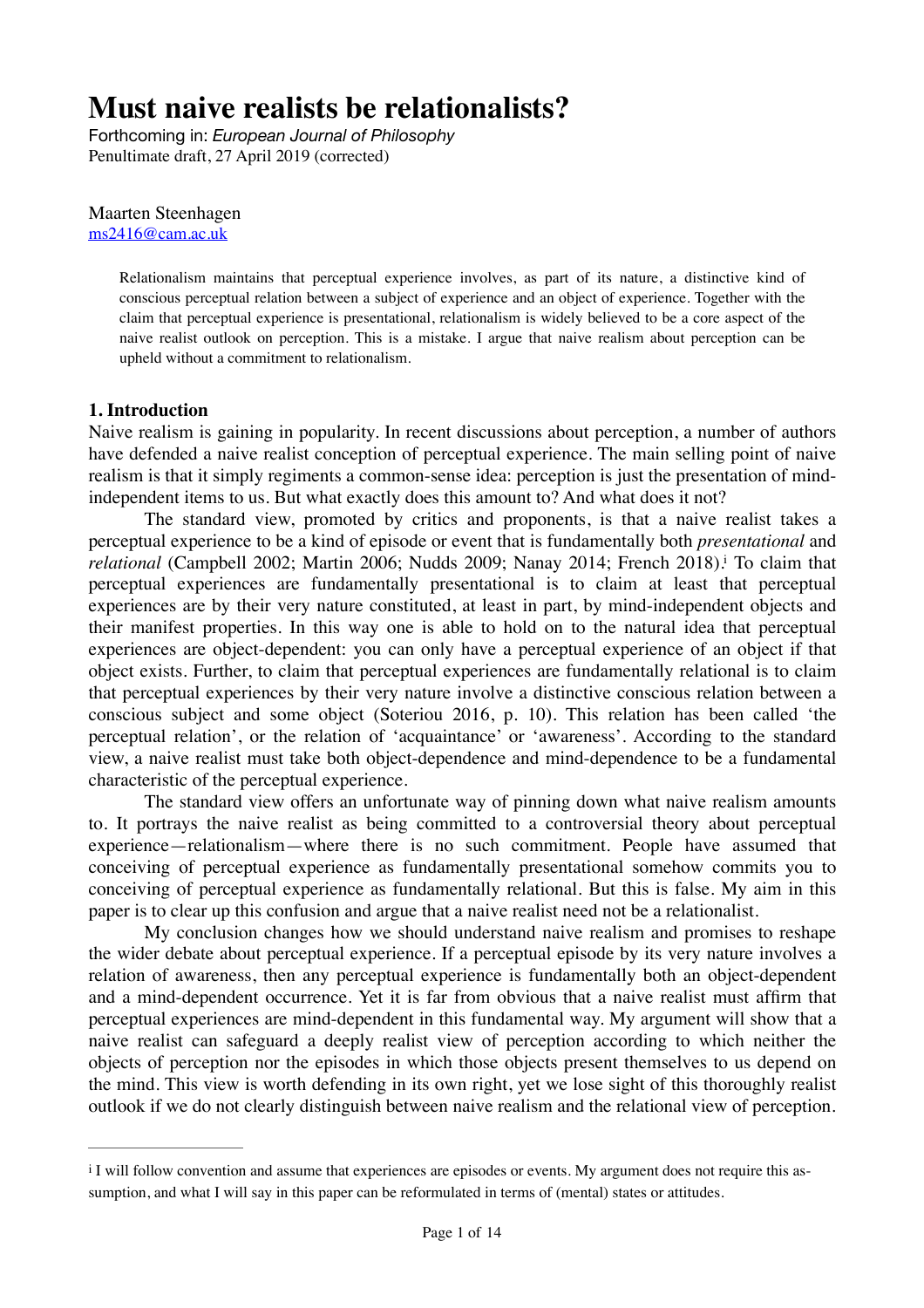# Must naive realists be relationalists?

Forthcoming in: *European Journal of Philosophy*
Penultimate draft, 27 April 2019 (corrected)

Maarten Steenhagen
ms2416@cam.ac.uk

> Relationalism maintains that perceptual experience involves, as part of its nature, a distinctive kind of conscious perceptual relation between a subject of experience and an object of experience. Together with the claim that perceptual experience is presentational, relationalism is widely believed to be a core aspect of the naive realist outlook on perception. This is a mistake. I argue that naive realism about perception can be upheld without a commitment to relationalism.

## 1. Introduction

Naive realism is gaining in popularity. In recent discussions about perception, a number of authors have defended a naive realist conception of perceptual experience. The main selling point of naive realism is that it simply regiments a common-sense idea: perception is just the presentation of mind-independent items to us. But what exactly does this amount to? And what does it not?

The standard view, promoted by critics and proponents, is that a naive realist takes a perceptual experience to be a kind of episode or event that is fundamentally both *presentational* and *relational* (Campbell 2002; Martin 2006; Nudds 2009; Nanay 2014; French 2018).[i] To claim that perceptual experiences are fundamentally presentational is to claim at least that perceptual experiences are by their very nature constituted, at least in part, by mind-independent objects and their manifest properties. In this way one is able to hold on to the natural idea that perceptual experiences are object-dependent: you can only have a perceptual experience of an object if that object exists. Further, to claim that perceptual experiences are fundamentally relational is to claim that perceptual experiences by their very nature involve a distinctive conscious relation between a conscious subject and some object (Soteriou 2016, p. 10). This relation has been called 'the perceptual relation', or the relation of 'acquaintance' or 'awareness'. According to the standard view, a naive realist must take both object-dependence and mind-dependence to be a fundamental characteristic of the perceptual experience.

The standard view offers an unfortunate way of pinning down what naive realism amounts to. It portrays the naive realist as being committed to a controversial theory about perceptual experience—relationalism—where there is no such commitment. People have assumed that conceiving of perceptual experience as fundamentally presentational somehow commits you to conceiving of perceptual experience as fundamentally relational. But this is false. My aim in this paper is to clear up this confusion and argue that a naive realist need not be a relationalist.

My conclusion changes how we should understand naive realism and promises to reshape the wider debate about perceptual experience. If a perceptual episode by its very nature involves a relation of awareness, then any perceptual experience is fundamentally both an object-dependent and a mind-dependent occurrence. Yet it is far from obvious that a naive realist must affirm that perceptual experiences are mind-dependent in this fundamental way. My argument will show that a naive realist can safeguard a deeply realist view of perception according to which neither the objects of perception nor the episodes in which those objects present themselves to us depend on the mind. This view is worth defending in its own right, yet we lose sight of this thoroughly realist outlook if we do not clearly distinguish between naive realism and the relational view of perception.

---

[i] I will follow convention and assume that experiences are episodes or events. My argument does not require this assumption, and what I will say in this paper can be reformulated in terms of (mental) states or attitudes.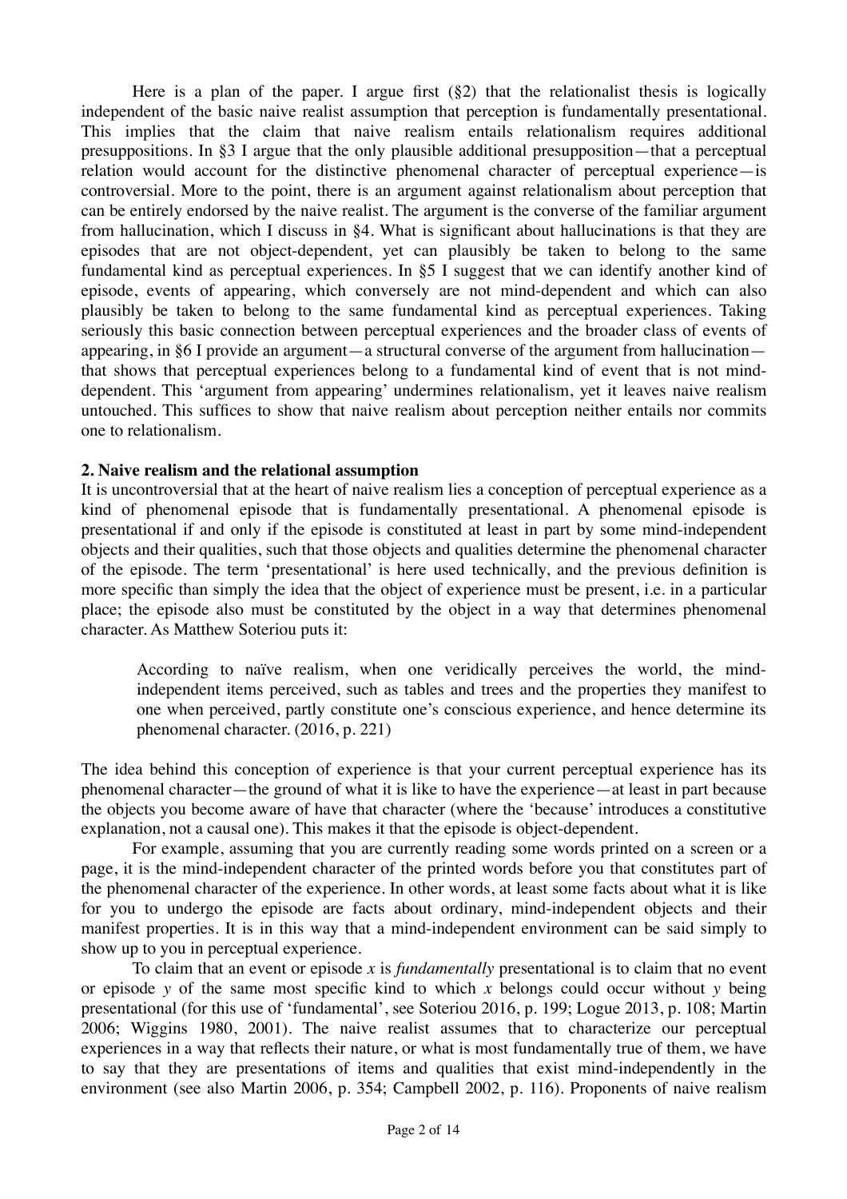Here is a plan of the paper. I argue first (§2) that the relationalist thesis is logically independent of the basic naive realist assumption that perception is fundamentally presentational. This implies that the claim that naive realism entails relationalism requires additional presuppositions. In §3 I argue that the only plausible additional presupposition—that a perceptual relation would account for the distinctive phenomenal character of perceptual experience—is controversial. More to the point, there is an argument against relationalism about perception that can be entirely endorsed by the naive realist. The argument is the converse of the familiar argument from hallucination, which I discuss in §4. What is significant about hallucinations is that they are episodes that are not object-dependent, yet can plausibly be taken to belong to the same fundamental kind as perceptual experiences. In §5 I suggest that we can identify another kind of episode, events of appearing, which conversely are not mind-dependent and which can also plausibly be taken to belong to the same fundamental kind as perceptual experiences. Taking seriously this basic connection between perceptual experiences and the broader class of events of appearing, in §6 I provide an argument—a structural converse of the argument from hallucination—that shows that perceptual experiences belong to a fundamental kind of event that is not mind-dependent. This 'argument from appearing' undermines relationalism, yet it leaves naive realism untouched. This suffices to show that naive realism about perception neither entails nor commits one to relationalism.

## 2. Naive realism and the relational assumption

It is uncontroversial that at the heart of naive realism lies a conception of perceptual experience as a kind of phenomenal episode that is fundamentally presentational. A phenomenal episode is presentational if and only if the episode is constituted at least in part by some mind-independent objects and their qualities, such that those objects and qualities determine the phenomenal character of the episode. The term 'presentational' is here used technically, and the previous definition is more specific than simply the idea that the object of experience must be present, i.e. in a particular place; the episode also must be constituted by the object in a way that determines phenomenal character. As Matthew Soteriou puts it:

> According to naïve realism, when one veridically perceives the world, the mind-independent items perceived, such as tables and trees and the properties they manifest to one when perceived, partly constitute one's conscious experience, and hence determine its phenomenal character. (2016, p. 221)

The idea behind this conception of experience is that your current perceptual experience has its phenomenal character—the ground of what it is like to have the experience—at least in part because the objects you become aware of have that character (where the 'because' introduces a constitutive explanation, not a causal one). This makes it that the episode is object-dependent.

For example, assuming that you are currently reading some words printed on a screen or a page, it is the mind-independent character of the printed words before you that constitutes part of the phenomenal character of the experience. In other words, at least some facts about what it is like for you to undergo the episode are facts about ordinary, mind-independent objects and their manifest properties. It is in this way that a mind-independent environment can be said simply to show up to you in perceptual experience.

To claim that an event or episode *x* is *fundamentally* presentational is to claim that no event or episode *y* of the same most specific kind to which *x* belongs could occur without *y* being presentational (for this use of 'fundamental', see Soteriou 2016, p. 199; Logue 2013, p. 108; Martin 2006; Wiggins 1980, 2001). The naive realist assumes that to characterize our perceptual experiences in a way that reflects their nature, or what is most fundamentally true of them, we have to say that they are presentations of items and qualities that exist mind-independently in the environment (see also Martin 2006, p. 354; Campbell 2002, p. 116). Proponents of naive realism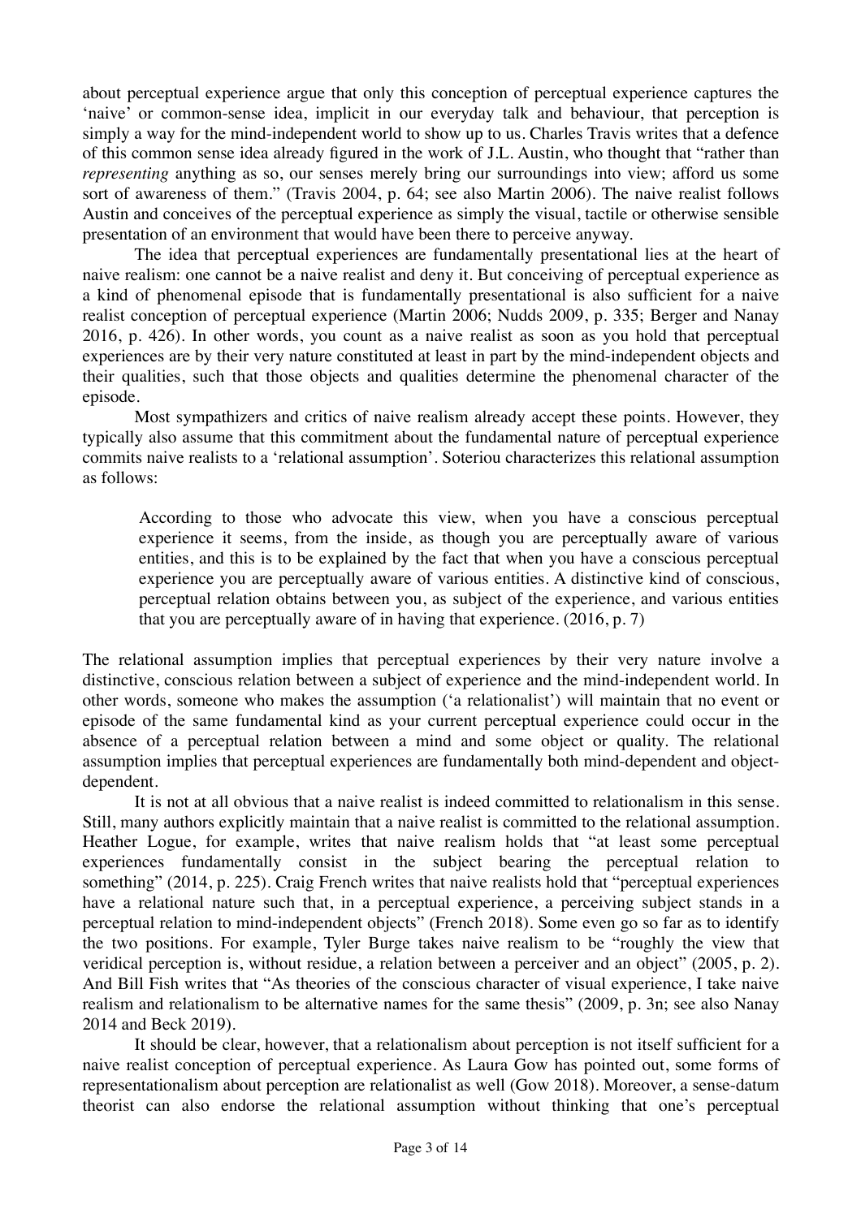about perceptual experience argue that only this conception of perceptual experience captures the 'naive' or common-sense idea, implicit in our everyday talk and behaviour, that perception is simply a way for the mind-independent world to show up to us. Charles Travis writes that a defence of this common sense idea already figured in the work of J.L. Austin, who thought that "rather than *representing* anything as so, our senses merely bring our surroundings into view; afford us some sort of awareness of them." (Travis 2004, p. 64; see also Martin 2006). The naive realist follows Austin and conceives of the perceptual experience as simply the visual, tactile or otherwise sensible presentation of an environment that would have been there to perceive anyway.

The idea that perceptual experiences are fundamentally presentational lies at the heart of naive realism: one cannot be a naive realist and deny it. But conceiving of perceptual experience as a kind of phenomenal episode that is fundamentally presentational is also sufficient for a naive realist conception of perceptual experience (Martin 2006; Nudds 2009, p. 335; Berger and Nanay 2016, p. 426). In other words, you count as a naive realist as soon as you hold that perceptual experiences are by their very nature constituted at least in part by the mind-independent objects and their qualities, such that those objects and qualities determine the phenomenal character of the episode.

Most sympathizers and critics of naive realism already accept these points. However, they typically also assume that this commitment about the fundamental nature of perceptual experience commits naive realists to a 'relational assumption'. Soteriou characterizes this relational assumption as follows:

> According to those who advocate this view, when you have a conscious perceptual experience it seems, from the inside, as though you are perceptually aware of various entities, and this is to be explained by the fact that when you have a conscious perceptual experience you are perceptually aware of various entities. A distinctive kind of conscious, perceptual relation obtains between you, as subject of the experience, and various entities that you are perceptually aware of in having that experience. (2016, p. 7)

The relational assumption implies that perceptual experiences by their very nature involve a distinctive, conscious relation between a subject of experience and the mind-independent world. In other words, someone who makes the assumption ('a relationalist') will maintain that no event or episode of the same fundamental kind as your current perceptual experience could occur in the absence of a perceptual relation between a mind and some object or quality. The relational assumption implies that perceptual experiences are fundamentally both mind-dependent and object-dependent.

It is not at all obvious that a naive realist is indeed committed to relationalism in this sense. Still, many authors explicitly maintain that a naive realist is committed to the relational assumption. Heather Logue, for example, writes that naive realism holds that "at least some perceptual experiences fundamentally consist in the subject bearing the perceptual relation to something" (2014, p. 225). Craig French writes that naive realists hold that "perceptual experiences have a relational nature such that, in a perceptual experience, a perceiving subject stands in a perceptual relation to mind-independent objects" (French 2018). Some even go so far as to identify the two positions. For example, Tyler Burge takes naive realism to be "roughly the view that veridical perception is, without residue, a relation between a perceiver and an object" (2005, p. 2). And Bill Fish writes that "As theories of the conscious character of visual experience, I take naive realism and relationalism to be alternative names for the same thesis" (2009, p. 3n; see also Nanay 2014 and Beck 2019).

It should be clear, however, that a relationalism about perception is not itself sufficient for a naive realist conception of perceptual experience. As Laura Gow has pointed out, some forms of representationalism about perception are relationalist as well (Gow 2018). Moreover, a sense-datum theorist can also endorse the relational assumption without thinking that one's perceptual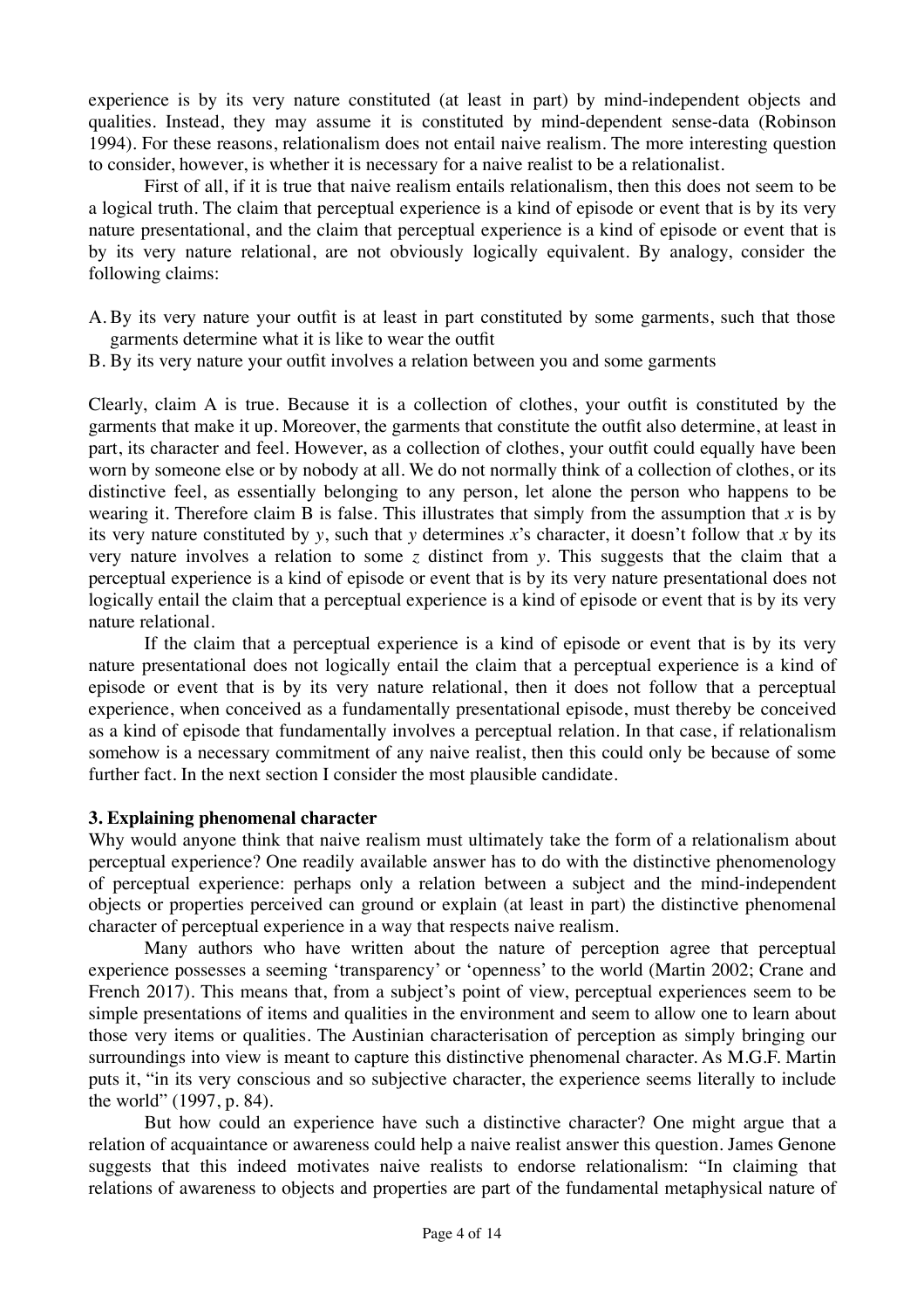experience is by its very nature constituted (at least in part) by mind-independent objects and qualities. Instead, they may assume it is constituted by mind-dependent sense-data (Robinson 1994). For these reasons, relationalism does not entail naive realism. The more interesting question to consider, however, is whether it is necessary for a naive realist to be a relationalist.

First of all, if it is true that naive realism entails relationalism, then this does not seem to be a logical truth. The claim that perceptual experience is a kind of episode or event that is by its very nature presentational, and the claim that perceptual experience is a kind of episode or event that is by its very nature relational, are not obviously logically equivalent. By analogy, consider the following claims:

A. By its very nature your outfit is at least in part constituted by some garments, such that those garments determine what it is like to wear the outfit
B. By its very nature your outfit involves a relation between you and some garments

Clearly, claim A is true. Because it is a collection of clothes, your outfit is constituted by the garments that make it up. Moreover, the garments that constitute the outfit also determine, at least in part, its character and feel. However, as a collection of clothes, your outfit could equally have been worn by someone else or by nobody at all. We do not normally think of a collection of clothes, or its distinctive feel, as essentially belonging to any person, let alone the person who happens to be wearing it. Therefore claim B is false. This illustrates that simply from the assumption that *x* is by its very nature constituted by *y*, such that *y* determines *x*'s character, it doesn't follow that *x* by its very nature involves a relation to some *z* distinct from *y*. This suggests that the claim that a perceptual experience is a kind of episode or event that is by its very nature presentational does not logically entail the claim that a perceptual experience is a kind of episode or event that is by its very nature relational.

If the claim that a perceptual experience is a kind of episode or event that is by its very nature presentational does not logically entail the claim that a perceptual experience is a kind of episode or event that is by its very nature relational, then it does not follow that a perceptual experience, when conceived as a fundamentally presentational episode, must thereby be conceived as a kind of episode that fundamentally involves a perceptual relation. In that case, if relationalism somehow is a necessary commitment of any naive realist, then this could only be because of some further fact. In the next section I consider the most plausible candidate.

### 3. Explaining phenomenal character

Why would anyone think that naive realism must ultimately take the form of a relationalism about perceptual experience? One readily available answer has to do with the distinctive phenomenology of perceptual experience: perhaps only a relation between a subject and the mind-independent objects or properties perceived can ground or explain (at least in part) the distinctive phenomenal character of perceptual experience in a way that respects naive realism.

Many authors who have written about the nature of perception agree that perceptual experience possesses a seeming 'transparency' or 'openness' to the world (Martin 2002; Crane and French 2017). This means that, from a subject's point of view, perceptual experiences seem to be simple presentations of items and qualities in the environment and seem to allow one to learn about those very items or qualities. The Austinian characterisation of perception as simply bringing our surroundings into view is meant to capture this distinctive phenomenal character. As M.G.F. Martin puts it, "in its very conscious and so subjective character, the experience seems literally to include the world" (1997, p. 84).

But how could an experience have such a distinctive character? One might argue that a relation of acquaintance or awareness could help a naive realist answer this question. James Genone suggests that this indeed motivates naive realists to endorse relationalism: "In claiming that relations of awareness to objects and properties are part of the fundamental metaphysical nature of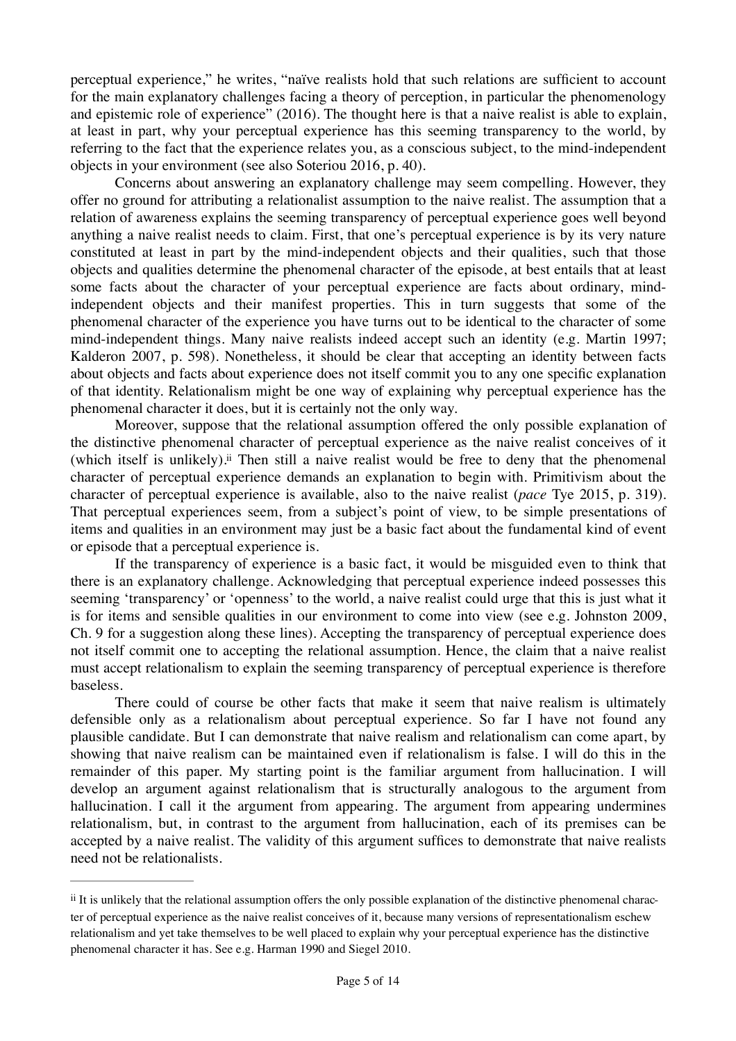perceptual experience," he writes, "naïve realists hold that such relations are sufficient to account for the main explanatory challenges facing a theory of perception, in particular the phenomenology and epistemic role of experience" (2016). The thought here is that a naive realist is able to explain, at least in part, why your perceptual experience has this seeming transparency to the world, by referring to the fact that the experience relates you, as a conscious subject, to the mind-independent objects in your environment (see also Soteriou 2016, p. 40).

Concerns about answering an explanatory challenge may seem compelling. However, they offer no ground for attributing a relationalist assumption to the naive realist. The assumption that a relation of awareness explains the seeming transparency of perceptual experience goes well beyond anything a naive realist needs to claim. First, that one's perceptual experience is by its very nature constituted at least in part by the mind-independent objects and their qualities, such that those objects and qualities determine the phenomenal character of the episode, at best entails that at least some facts about the character of your perceptual experience are facts about ordinary, mind-independent objects and their manifest properties. This in turn suggests that some of the phenomenal character of the experience you have turns out to be identical to the character of some mind-independent things. Many naive realists indeed accept such an identity (e.g. Martin 1997; Kalderon 2007, p. 598). Nonetheless, it should be clear that accepting an identity between facts about objects and facts about experience does not itself commit you to any one specific explanation of that identity. Relationalism might be one way of explaining why perceptual experience has the phenomenal character it does, but it is certainly not the only way.

Moreover, suppose that the relational assumption offered the only possible explanation of the distinctive phenomenal character of perceptual experience as the naive realist conceives of it (which itself is unlikely).[ii] Then still a naive realist would be free to deny that the phenomenal character of perceptual experience demands an explanation to begin with. Primitivism about the character of perceptual experience is available, also to the naive realist (*pace* Tye 2015, p. 319). That perceptual experiences seem, from a subject's point of view, to be simple presentations of items and qualities in an environment may just be a basic fact about the fundamental kind of event or episode that a perceptual experience is.

If the transparency of experience is a basic fact, it would be misguided even to think that there is an explanatory challenge. Acknowledging that perceptual experience indeed possesses this seeming 'transparency' or 'openness' to the world, a naive realist could urge that this is just what it is for items and sensible qualities in our environment to come into view (see e.g. Johnston 2009, Ch. 9 for a suggestion along these lines). Accepting the transparency of perceptual experience does not itself commit one to accepting the relational assumption. Hence, the claim that a naive realist must accept relationalism to explain the seeming transparency of perceptual experience is therefore baseless.

There could of course be other facts that make it seem that naive realism is ultimately defensible only as a relationalism about perceptual experience. So far I have not found any plausible candidate. But I can demonstrate that naive realism and relationalism can come apart, by showing that naive realism can be maintained even if relationalism is false. I will do this in the remainder of this paper. My starting point is the familiar argument from hallucination. I will develop an argument against relationalism that is structurally analogous to the argument from hallucination. I call it the argument from appearing. The argument from appearing undermines relationalism, but, in contrast to the argument from hallucination, each of its premises can be accepted by a naive realist. The validity of this argument suffices to demonstrate that naive realists need not be relationalists.

---

[ii] It is unlikely that the relational assumption offers the only possible explanation of the distinctive phenomenal character of perceptual experience as the naive realist conceives of it, because many versions of representationalism eschew relationalism and yet take themselves to be well placed to explain why your perceptual experience has the distinctive phenomenal character it has. See e.g. Harman 1990 and Siegel 2010.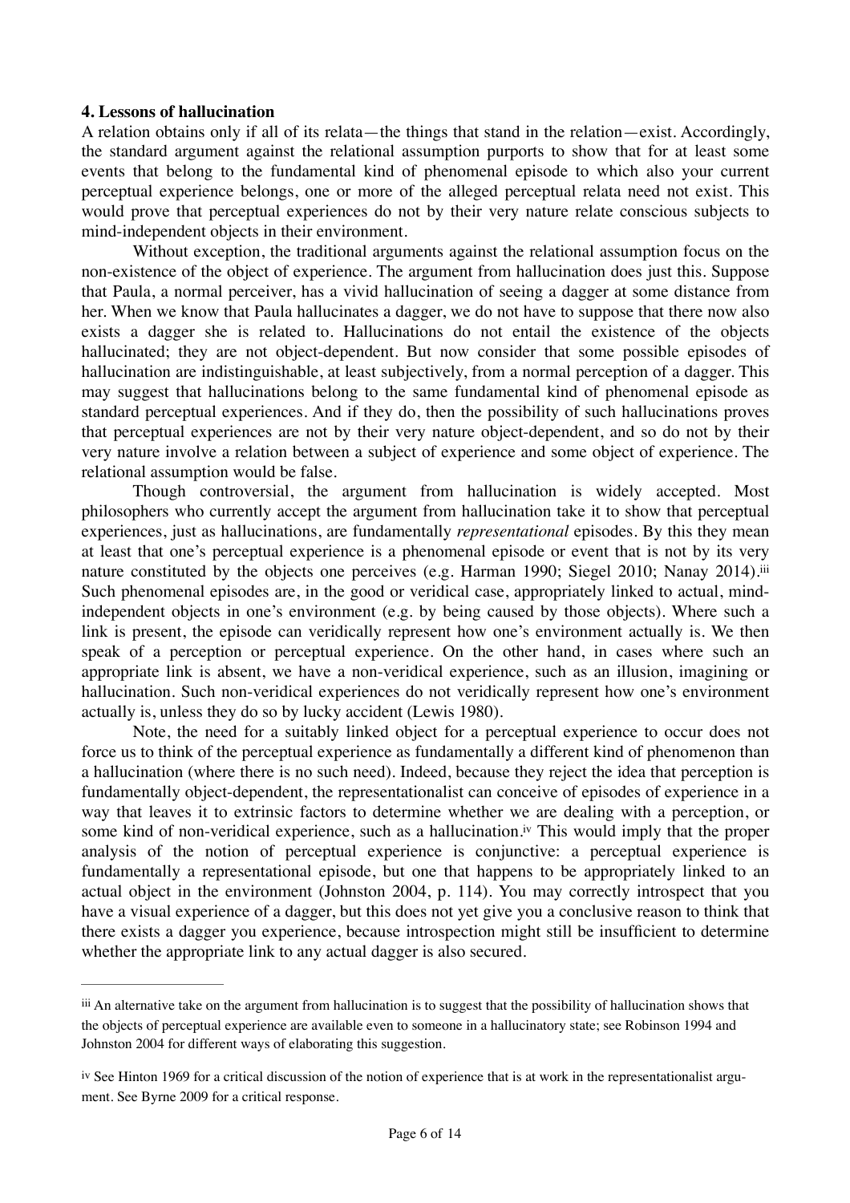**4. Lessons of hallucination**

A relation obtains only if all of its relata—the things that stand in the relation—exist. Accordingly, the standard argument against the relational assumption purports to show that for at least some events that belong to the fundamental kind of phenomenal episode to which also your current perceptual experience belongs, one or more of the alleged perceptual relata need not exist. This would prove that perceptual experiences do not by their very nature relate conscious subjects to mind-independent objects in their environment.

Without exception, the traditional arguments against the relational assumption focus on the non-existence of the object of experience. The argument from hallucination does just this. Suppose that Paula, a normal perceiver, has a vivid hallucination of seeing a dagger at some distance from her. When we know that Paula hallucinates a dagger, we do not have to suppose that there now also exists a dagger she is related to. Hallucinations do not entail the existence of the objects hallucinated; they are not object-dependent. But now consider that some possible episodes of hallucination are indistinguishable, at least subjectively, from a normal perception of a dagger. This may suggest that hallucinations belong to the same fundamental kind of phenomenal episode as standard perceptual experiences. And if they do, then the possibility of such hallucinations proves that perceptual experiences are not by their very nature object-dependent, and so do not by their very nature involve a relation between a subject of experience and some object of experience. The relational assumption would be false.

Though controversial, the argument from hallucination is widely accepted. Most philosophers who currently accept the argument from hallucination take it to show that perceptual experiences, just as hallucinations, are fundamentally *representational* episodes. By this they mean at least that one's perceptual experience is a phenomenal episode or event that is not by its very nature constituted by the objects one perceives (e.g. Harman 1990; Siegel 2010; Nanay 2014).[iii] Such phenomenal episodes are, in the good or veridical case, appropriately linked to actual, mind-independent objects in one's environment (e.g. by being caused by those objects). Where such a link is present, the episode can veridically represent how one's environment actually is. We then speak of a perception or perceptual experience. On the other hand, in cases where such an appropriate link is absent, we have a non-veridical experience, such as an illusion, imagining or hallucination. Such non-veridical experiences do not veridically represent how one's environment actually is, unless they do so by lucky accident (Lewis 1980).

Note, the need for a suitably linked object for a perceptual experience to occur does not force us to think of the perceptual experience as fundamentally a different kind of phenomenon than a hallucination (where there is no such need). Indeed, because they reject the idea that perception is fundamentally object-dependent, the representationalist can conceive of episodes of experience in a way that leaves it to extrinsic factors to determine whether we are dealing with a perception, or some kind of non-veridical experience, such as a hallucination.[iv] This would imply that the proper analysis of the notion of perceptual experience is conjunctive: a perceptual experience is fundamentally a representational episode, but one that happens to be appropriately linked to an actual object in the environment (Johnston 2004, p. 114). You may correctly introspect that you have a visual experience of a dagger, but this does not yet give you a conclusive reason to think that there exists a dagger you experience, because introspection might still be insufficient to determine whether the appropriate link to any actual dagger is also secured.

---

[iii] An alternative take on the argument from hallucination is to suggest that the possibility of hallucination shows that the objects of perceptual experience are available even to someone in a hallucinatory state; see Robinson 1994 and Johnston 2004 for different ways of elaborating this suggestion.

[iv] See Hinton 1969 for a critical discussion of the notion of experience that is at work in the representationalist argument. See Byrne 2009 for a critical response.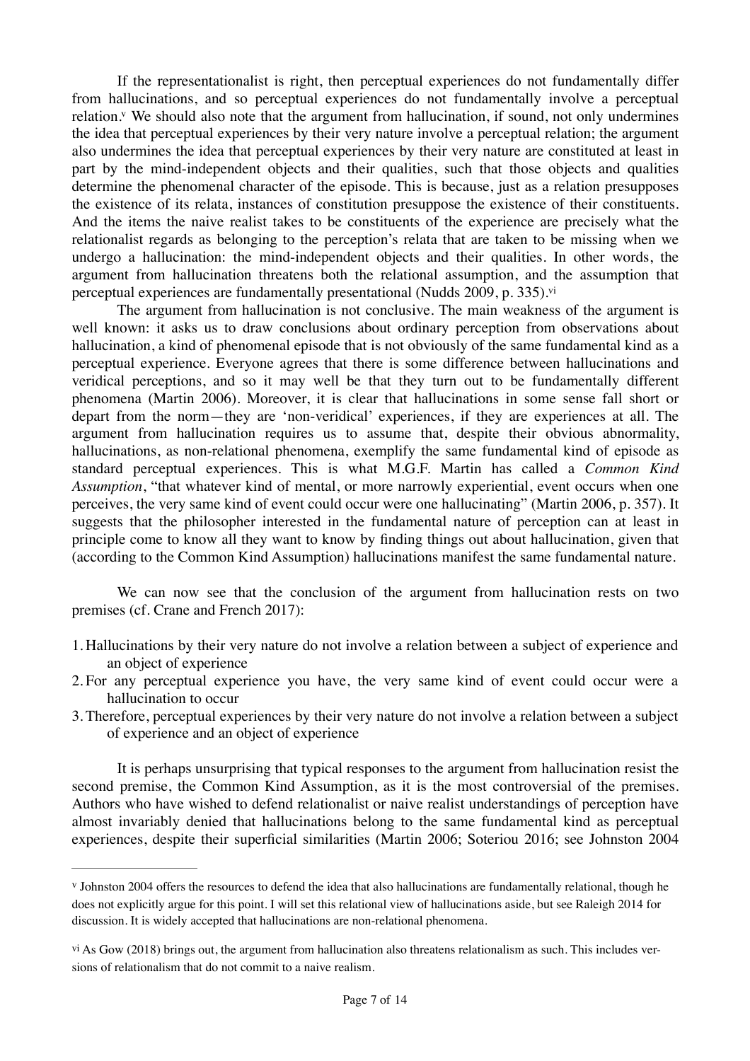If the representationalist is right, then perceptual experiences do not fundamentally differ from hallucinations, and so perceptual experiences do not fundamentally involve a perceptual relation.[v] We should also note that the argument from hallucination, if sound, not only undermines the idea that perceptual experiences by their very nature involve a perceptual relation; the argument also undermines the idea that perceptual experiences by their very nature are constituted at least in part by the mind-independent objects and their qualities, such that those objects and qualities determine the phenomenal character of the episode. This is because, just as a relation presupposes the existence of its relata, instances of constitution presuppose the existence of their constituents. And the items the naive realist takes to be constituents of the experience are precisely what the relationalist regards as belonging to the perception's relata that are taken to be missing when we undergo a hallucination: the mind-independent objects and their qualities. In other words, the argument from hallucination threatens both the relational assumption, and the assumption that perceptual experiences are fundamentally presentational (Nudds 2009, p. 335).[vi]

The argument from hallucination is not conclusive. The main weakness of the argument is well known: it asks us to draw conclusions about ordinary perception from observations about hallucination, a kind of phenomenal episode that is not obviously of the same fundamental kind as a perceptual experience. Everyone agrees that there is some difference between hallucinations and veridical perceptions, and so it may well be that they turn out to be fundamentally different phenomena (Martin 2006). Moreover, it is clear that hallucinations in some sense fall short or depart from the norm—they are 'non-veridical' experiences, if they are experiences at all. The argument from hallucination requires us to assume that, despite their obvious abnormality, hallucinations, as non-relational phenomena, exemplify the same fundamental kind of episode as standard perceptual experiences. This is what M.G.F. Martin has called a *Common Kind Assumption*, "that whatever kind of mental, or more narrowly experiential, event occurs when one perceives, the very same kind of event could occur were one hallucinating" (Martin 2006, p. 357). It suggests that the philosopher interested in the fundamental nature of perception can at least in principle come to know all they want to know by finding things out about hallucination, given that (according to the Common Kind Assumption) hallucinations manifest the same fundamental nature.

We can now see that the conclusion of the argument from hallucination rests on two premises (cf. Crane and French 2017):

1. Hallucinations by their very nature do not involve a relation between a subject of experience and an object of experience
2. For any perceptual experience you have, the very same kind of event could occur were a hallucination to occur
3. Therefore, perceptual experiences by their very nature do not involve a relation between a subject of experience and an object of experience

It is perhaps unsurprising that typical responses to the argument from hallucination resist the second premise, the Common Kind Assumption, as it is the most controversial of the premises. Authors who have wished to defend relationalist or naive realist understandings of perception have almost invariably denied that hallucinations belong to the same fundamental kind as perceptual experiences, despite their superficial similarities (Martin 2006; Soteriou 2016; see Johnston 2004

---

[v] Johnston 2004 offers the resources to defend the idea that also hallucinations are fundamentally relational, though he does not explicitly argue for this point. I will set this relational view of hallucinations aside, but see Raleigh 2014 for discussion. It is widely accepted that hallucinations are non-relational phenomena.

[vi] As Gow (2018) brings out, the argument from hallucination also threatens relationalism as such. This includes versions of relationalism that do not commit to a naive realism.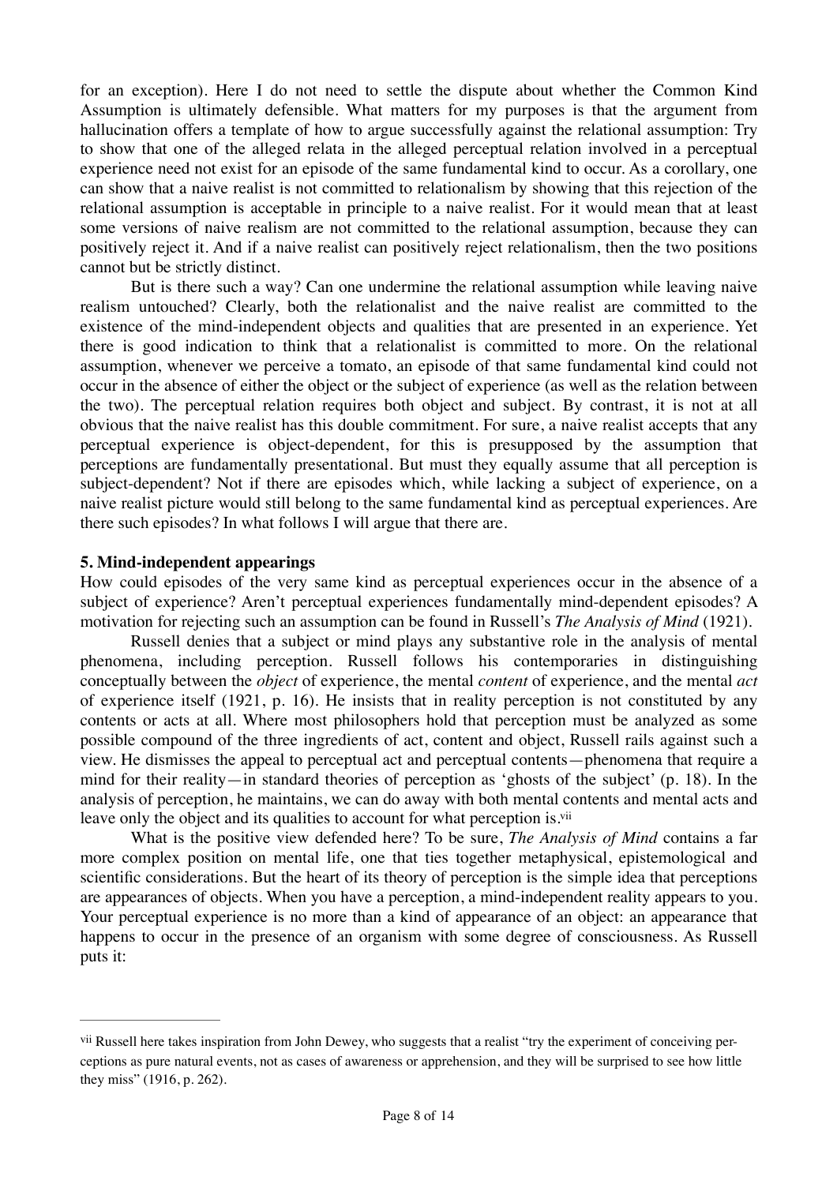for an exception). Here I do not need to settle the dispute about whether the Common Kind Assumption is ultimately defensible. What matters for my purposes is that the argument from hallucination offers a template of how to argue successfully against the relational assumption: Try to show that one of the alleged relata in the alleged perceptual relation involved in a perceptual experience need not exist for an episode of the same fundamental kind to occur. As a corollary, one can show that a naive realist is not committed to relationalism by showing that this rejection of the relational assumption is acceptable in principle to a naive realist. For it would mean that at least some versions of naive realism are not committed to the relational assumption, because they can positively reject it. And if a naive realist can positively reject relationalism, then the two positions cannot but be strictly distinct.

But is there such a way? Can one undermine the relational assumption while leaving naive realism untouched? Clearly, both the relationalist and the naive realist are committed to the existence of the mind-independent objects and qualities that are presented in an experience. Yet there is good indication to think that a relationalist is committed to more. On the relational assumption, whenever we perceive a tomato, an episode of that same fundamental kind could not occur in the absence of either the object or the subject of experience (as well as the relation between the two). The perceptual relation requires both object and subject. By contrast, it is not at all obvious that the naive realist has this double commitment. For sure, a naive realist accepts that any perceptual experience is object-dependent, for this is presupposed by the assumption that perceptions are fundamentally presentational. But must they equally assume that all perception is subject-dependent? Not if there are episodes which, while lacking a subject of experience, on a naive realist picture would still belong to the same fundamental kind as perceptual experiences. Are there such episodes? In what follows I will argue that there are.

## 5. Mind-independent appearings

How could episodes of the very same kind as perceptual experiences occur in the absence of a subject of experience? Aren't perceptual experiences fundamentally mind-dependent episodes? A motivation for rejecting such an assumption can be found in Russell's *The Analysis of Mind* (1921).

Russell denies that a subject or mind plays any substantive role in the analysis of mental phenomena, including perception. Russell follows his contemporaries in distinguishing conceptually between the *object* of experience, the mental *content* of experience, and the mental *act* of experience itself (1921, p. 16). He insists that in reality perception is not constituted by any contents or acts at all. Where most philosophers hold that perception must be analyzed as some possible compound of the three ingredients of act, content and object, Russell rails against such a view. He dismisses the appeal to perceptual act and perceptual contents—phenomena that require a mind for their reality—in standard theories of perception as 'ghosts of the subject' (p. 18). In the analysis of perception, he maintains, we can do away with both mental contents and mental acts and leave only the object and its qualities to account for what perception is.[vii]

What is the positive view defended here? To be sure, *The Analysis of Mind* contains a far more complex position on mental life, one that ties together metaphysical, epistemological and scientific considerations. But the heart of its theory of perception is the simple idea that perceptions are appearances of objects. When you have a perception, a mind-independent reality appears to you. Your perceptual experience is no more than a kind of appearance of an object: an appearance that happens to occur in the presence of an organism with some degree of consciousness. As Russell puts it:

---

[vii] Russell here takes inspiration from John Dewey, who suggests that a realist "try the experiment of conceiving perceptions as pure natural events, not as cases of awareness or apprehension, and they will be surprised to see how little they miss" (1916, p. 262).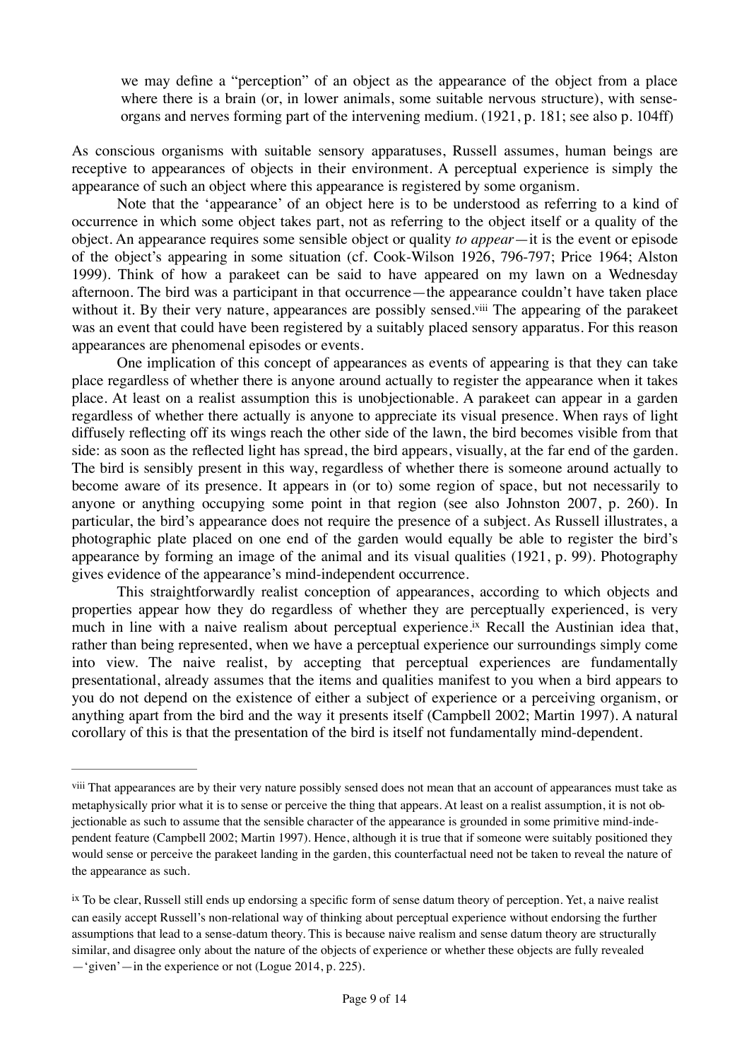> we may define a "perception" of an object as the appearance of the object from a place where there is a brain (or, in lower animals, some suitable nervous structure), with sense-organs and nerves forming part of the intervening medium. (1921, p. 181; see also p. 104ff)

As conscious organisms with suitable sensory apparatuses, Russell assumes, human beings are receptive to appearances of objects in their environment. A perceptual experience is simply the appearance of such an object where this appearance is registered by some organism.

Note that the 'appearance' of an object here is to be understood as referring to a kind of occurrence in which some object takes part, not as referring to the object itself or a quality of the object. An appearance requires some sensible object or quality *to appear*—it is the event or episode of the object's appearing in some situation (cf. Cook-Wilson 1926, 796-797; Price 1964; Alston 1999). Think of how a parakeet can be said to have appeared on my lawn on a Wednesday afternoon. The bird was a participant in that occurrence—the appearance couldn't have taken place without it. By their very nature, appearances are possibly sensed.[viii] The appearing of the parakeet was an event that could have been registered by a suitably placed sensory apparatus. For this reason appearances are phenomenal episodes or events.

One implication of this concept of appearances as events of appearing is that they can take place regardless of whether there is anyone around actually to register the appearance when it takes place. At least on a realist assumption this is unobjectionable. A parakeet can appear in a garden regardless of whether there actually is anyone to appreciate its visual presence. When rays of light diffusely reflecting off its wings reach the other side of the lawn, the bird becomes visible from that side: as soon as the reflected light has spread, the bird appears, visually, at the far end of the garden. The bird is sensibly present in this way, regardless of whether there is someone around actually to become aware of its presence. It appears in (or to) some region of space, but not necessarily to anyone or anything occupying some point in that region (see also Johnston 2007, p. 260). In particular, the bird's appearance does not require the presence of a subject. As Russell illustrates, a photographic plate placed on one end of the garden would equally be able to register the bird's appearance by forming an image of the animal and its visual qualities (1921, p. 99). Photography gives evidence of the appearance's mind-independent occurrence.

This straightforwardly realist conception of appearances, according to which objects and properties appear how they do regardless of whether they are perceptually experienced, is very much in line with a naive realism about perceptual experience.[ix] Recall the Austinian idea that, rather than being represented, when we have a perceptual experience our surroundings simply come into view. The naive realist, by accepting that perceptual experiences are fundamentally presentational, already assumes that the items and qualities manifest to you when a bird appears to you do not depend on the existence of either a subject of experience or a perceiving organism, or anything apart from the bird and the way it presents itself (Campbell 2002; Martin 1997). A natural corollary of this is that the presentation of the bird is itself not fundamentally mind-dependent.

---

[viii] That appearances are by their very nature possibly sensed does not mean that an account of appearances must take as metaphysically prior what it is to sense or perceive the thing that appears. At least on a realist assumption, it is not objectionable as such to assume that the sensible character of the appearance is grounded in some primitive mind-independent feature (Campbell 2002; Martin 1997). Hence, although it is true that if someone were suitably positioned they would sense or perceive the parakeet landing in the garden, this counterfactual need not be taken to reveal the nature of the appearance as such.

[ix] To be clear, Russell still ends up endorsing a specific form of sense datum theory of perception. Yet, a naive realist can easily accept Russell's non-relational way of thinking about perceptual experience without endorsing the further assumptions that lead to a sense-datum theory. This is because naive realism and sense datum theory are structurally similar, and disagree only about the nature of the objects of experience or whether these objects are fully revealed —'given'—in the experience or not (Logue 2014, p. 225).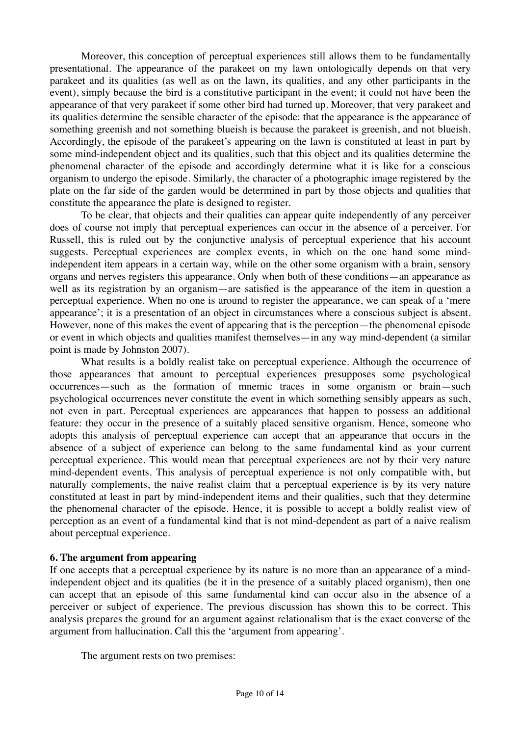Moreover, this conception of perceptual experiences still allows them to be fundamentally presentational. The appearance of the parakeet on my lawn ontologically depends on that very parakeet and its qualities (as well as on the lawn, its qualities, and any other participants in the event), simply because the bird is a constitutive participant in the event; it could not have been the appearance of that very parakeet if some other bird had turned up. Moreover, that very parakeet and its qualities determine the sensible character of the episode: that the appearance is the appearance of something greenish and not something blueish is because the parakeet is greenish, and not blueish. Accordingly, the episode of the parakeet's appearing on the lawn is constituted at least in part by some mind-independent object and its qualities, such that this object and its qualities determine the phenomenal character of the episode and accordingly determine what it is like for a conscious organism to undergo the episode. Similarly, the character of a photographic image registered by the plate on the far side of the garden would be determined in part by those objects and qualities that constitute the appearance the plate is designed to register.

To be clear, that objects and their qualities can appear quite independently of any perceiver does of course not imply that perceptual experiences can occur in the absence of a perceiver. For Russell, this is ruled out by the conjunctive analysis of perceptual experience that his account suggests. Perceptual experiences are complex events, in which on the one hand some mind-independent item appears in a certain way, while on the other some organism with a brain, sensory organs and nerves registers this appearance. Only when both of these conditions—an appearance as well as its registration by an organism—are satisfied is the appearance of the item in question a perceptual experience. When no one is around to register the appearance, we can speak of a 'mere appearance'; it is a presentation of an object in circumstances where a conscious subject is absent. However, none of this makes the event of appearing that is the perception—the phenomenal episode or event in which objects and qualities manifest themselves—in any way mind-dependent (a similar point is made by Johnston 2007).

What results is a boldly realist take on perceptual experience. Although the occurrence of those appearances that amount to perceptual experiences presupposes some psychological occurrences—such as the formation of mnemic traces in some organism or brain—such psychological occurrences never constitute the event in which something sensibly appears as such, not even in part. Perceptual experiences are appearances that happen to possess an additional feature: they occur in the presence of a suitably placed sensitive organism. Hence, someone who adopts this analysis of perceptual experience can accept that an appearance that occurs in the absence of a subject of experience can belong to the same fundamental kind as your current perceptual experience. This would mean that perceptual experiences are not by their very nature mind-dependent events. This analysis of perceptual experience is not only compatible with, but naturally complements, the naive realist claim that a perceptual experience is by its very nature constituted at least in part by mind-independent items and their qualities, such that they determine the phenomenal character of the episode. Hence, it is possible to accept a boldly realist view of perception as an event of a fundamental kind that is not mind-dependent as part of a naive realism about perceptual experience.

## 6. The argument from appearing

If one accepts that a perceptual experience by its nature is no more than an appearance of a mind-independent object and its qualities (be it in the presence of a suitably placed organism), then one can accept that an episode of this same fundamental kind can occur also in the absence of a perceiver or subject of experience. The previous discussion has shown this to be correct. This analysis prepares the ground for an argument against relationalism that is the exact converse of the argument from hallucination. Call this the 'argument from appearing'.

The argument rests on two premises: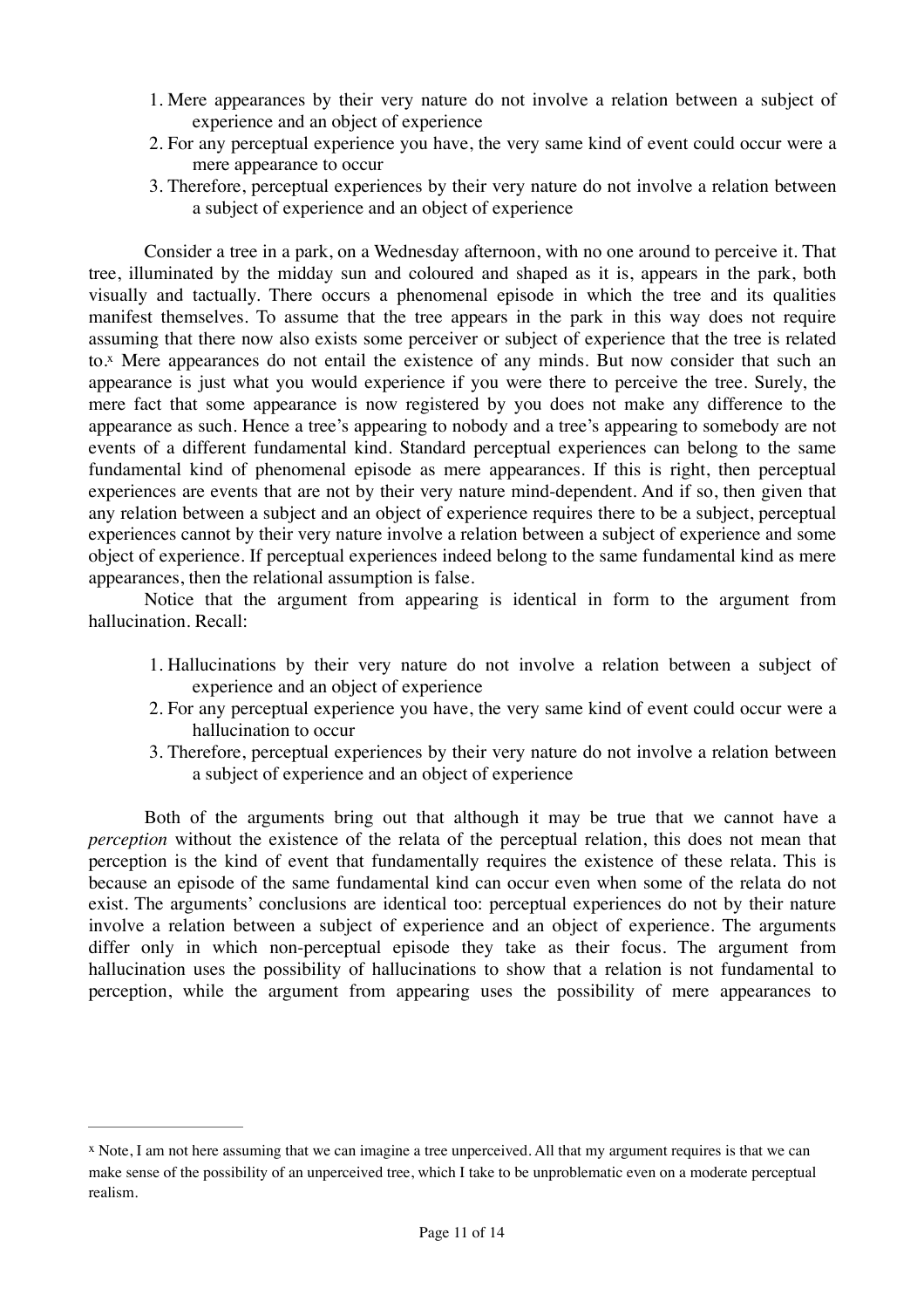1. Mere appearances by their very nature do not involve a relation between a subject of experience and an object of experience
2. For any perceptual experience you have, the very same kind of event could occur were a mere appearance to occur
3. Therefore, perceptual experiences by their very nature do not involve a relation between a subject of experience and an object of experience

Consider a tree in a park, on a Wednesday afternoon, with no one around to perceive it. That tree, illuminated by the midday sun and coloured and shaped as it is, appears in the park, both visually and tactually. There occurs a phenomenal episode in which the tree and its qualities manifest themselves. To assume that the tree appears in the park in this way does not require assuming that there now also exists some perceiver or subject of experience that the tree is related to.[x] Mere appearances do not entail the existence of any minds. But now consider that such an appearance is just what you would experience if you were there to perceive the tree. Surely, the mere fact that some appearance is now registered by you does not make any difference to the appearance as such. Hence a tree's appearing to nobody and a tree's appearing to somebody are not events of a different fundamental kind. Standard perceptual experiences can belong to the same fundamental kind of phenomenal episode as mere appearances. If this is right, then perceptual experiences are events that are not by their very nature mind-dependent. And if so, then given that any relation between a subject and an object of experience requires there to be a subject, perceptual experiences cannot by their very nature involve a relation between a subject of experience and some object of experience. If perceptual experiences indeed belong to the same fundamental kind as mere appearances, then the relational assumption is false.

Notice that the argument from appearing is identical in form to the argument from hallucination. Recall:

1. Hallucinations by their very nature do not involve a relation between a subject of experience and an object of experience
2. For any perceptual experience you have, the very same kind of event could occur were a hallucination to occur
3. Therefore, perceptual experiences by their very nature do not involve a relation between a subject of experience and an object of experience

Both of the arguments bring out that although it may be true that we cannot have a *perception* without the existence of the relata of the perceptual relation, this does not mean that perception is the kind of event that fundamentally requires the existence of these relata. This is because an episode of the same fundamental kind can occur even when some of the relata do not exist. The arguments' conclusions are identical too: perceptual experiences do not by their nature involve a relation between a subject of experience and an object of experience. The arguments differ only in which non-perceptual episode they take as their focus. The argument from hallucination uses the possibility of hallucinations to show that a relation is not fundamental to perception, while the argument from appearing uses the possibility of mere appearances to

---

[x] Note, I am not here assuming that we can imagine a tree unperceived. All that my argument requires is that we can make sense of the possibility of an unperceived tree, which I take to be unproblematic even on a moderate perceptual realism.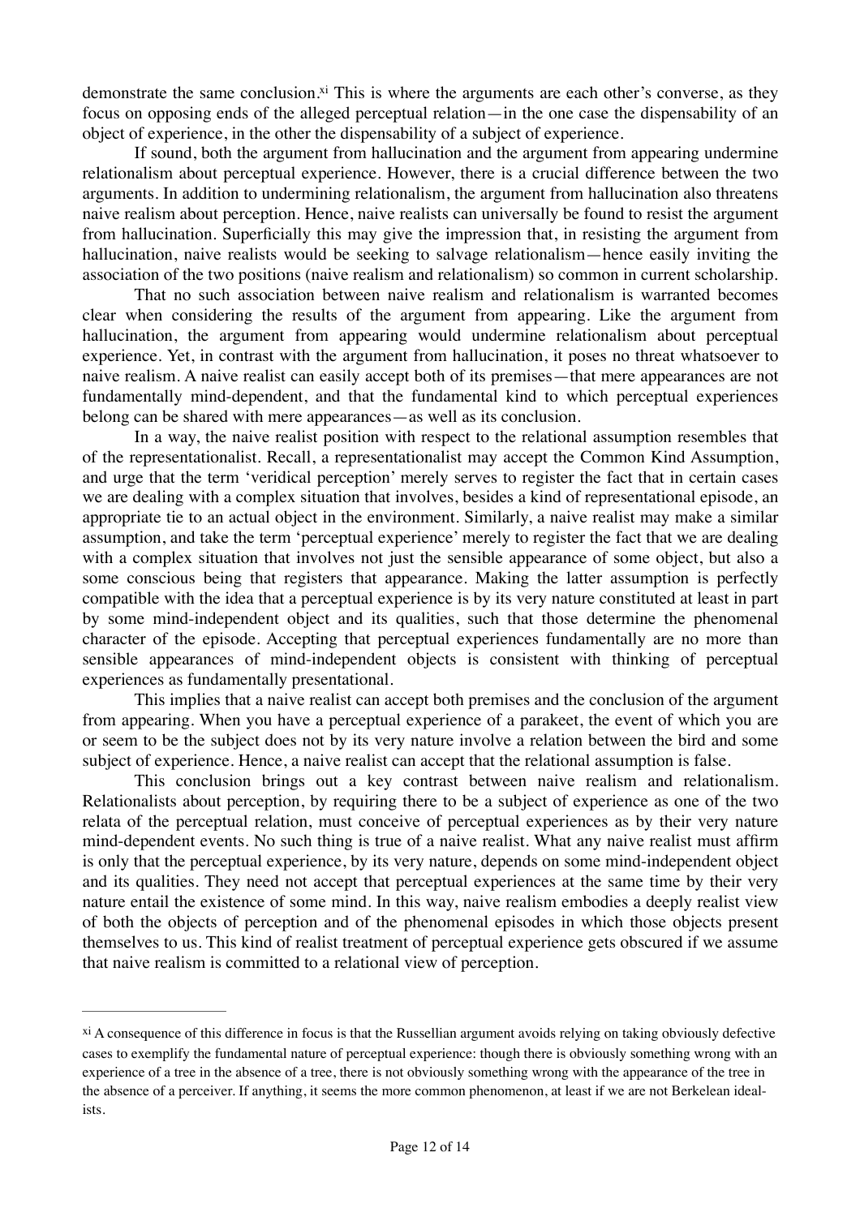demonstrate the same conclusion.[xi] This is where the arguments are each other's converse, as they focus on opposing ends of the alleged perceptual relation—in the one case the dispensability of an object of experience, in the other the dispensability of a subject of experience.

If sound, both the argument from hallucination and the argument from appearing undermine relationalism about perceptual experience. However, there is a crucial difference between the two arguments. In addition to undermining relationalism, the argument from hallucination also threatens naive realism about perception. Hence, naive realists can universally be found to resist the argument from hallucination. Superficially this may give the impression that, in resisting the argument from hallucination, naive realists would be seeking to salvage relationalism—hence easily inviting the association of the two positions (naive realism and relationalism) so common in current scholarship.

That no such association between naive realism and relationalism is warranted becomes clear when considering the results of the argument from appearing. Like the argument from hallucination, the argument from appearing would undermine relationalism about perceptual experience. Yet, in contrast with the argument from hallucination, it poses no threat whatsoever to naive realism. A naive realist can easily accept both of its premises—that mere appearances are not fundamentally mind-dependent, and that the fundamental kind to which perceptual experiences belong can be shared with mere appearances—as well as its conclusion.

In a way, the naive realist position with respect to the relational assumption resembles that of the representationalist. Recall, a representationalist may accept the Common Kind Assumption, and urge that the term 'veridical perception' merely serves to register the fact that in certain cases we are dealing with a complex situation that involves, besides a kind of representational episode, an appropriate tie to an actual object in the environment. Similarly, a naive realist may make a similar assumption, and take the term 'perceptual experience' merely to register the fact that we are dealing with a complex situation that involves not just the sensible appearance of some object, but also a some conscious being that registers that appearance. Making the latter assumption is perfectly compatible with the idea that a perceptual experience is by its very nature constituted at least in part by some mind-independent object and its qualities, such that those determine the phenomenal character of the episode. Accepting that perceptual experiences fundamentally are no more than sensible appearances of mind-independent objects is consistent with thinking of perceptual experiences as fundamentally presentational.

This implies that a naive realist can accept both premises and the conclusion of the argument from appearing. When you have a perceptual experience of a parakeet, the event of which you are or seem to be the subject does not by its very nature involve a relation between the bird and some subject of experience. Hence, a naive realist can accept that the relational assumption is false.

This conclusion brings out a key contrast between naive realism and relationalism. Relationalists about perception, by requiring there to be a subject of experience as one of the two relata of the perceptual relation, must conceive of perceptual experiences as by their very nature mind-dependent events. No such thing is true of a naive realist. What any naive realist must affirm is only that the perceptual experience, by its very nature, depends on some mind-independent object and its qualities. They need not accept that perceptual experiences at the same time by their very nature entail the existence of some mind. In this way, naive realism embodies a deeply realist view of both the objects of perception and of the phenomenal episodes in which those objects present themselves to us. This kind of realist treatment of perceptual experience gets obscured if we assume that naive realism is committed to a relational view of perception.

---

[xi] A consequence of this difference in focus is that the Russellian argument avoids relying on taking obviously defective cases to exemplify the fundamental nature of perceptual experience: though there is obviously something wrong with an experience of a tree in the absence of a tree, there is not obviously something wrong with the appearance of the tree in the absence of a perceiver. If anything, it seems the more common phenomenon, at least if we are not Berkelean idealists.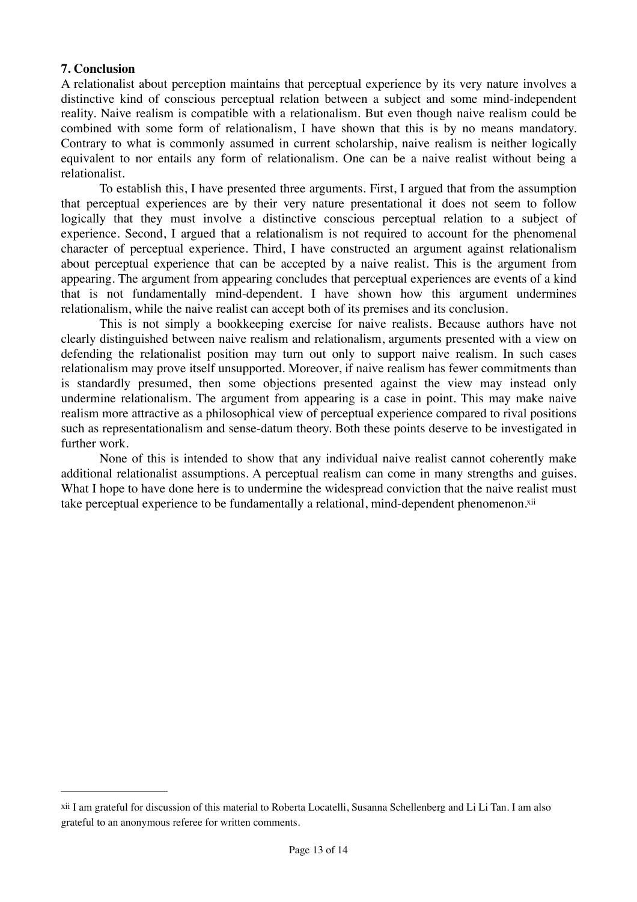## 7. Conclusion

A relationalist about perception maintains that perceptual experience by its very nature involves a distinctive kind of conscious perceptual relation between a subject and some mind-independent reality. Naive realism is compatible with a relationalism. But even though naive realism could be combined with some form of relationalism, I have shown that this is by no means mandatory. Contrary to what is commonly assumed in current scholarship, naive realism is neither logically equivalent to nor entails any form of relationalism. One can be a naive realist without being a relationalist.

To establish this, I have presented three arguments. First, I argued that from the assumption that perceptual experiences are by their very nature presentational it does not seem to follow logically that they must involve a distinctive conscious perceptual relation to a subject of experience. Second, I argued that a relationalism is not required to account for the phenomenal character of perceptual experience. Third, I have constructed an argument against relationalism about perceptual experience that can be accepted by a naive realist. This is the argument from appearing. The argument from appearing concludes that perceptual experiences are events of a kind that is not fundamentally mind-dependent. I have shown how this argument undermines relationalism, while the naive realist can accept both of its premises and its conclusion.

This is not simply a bookkeeping exercise for naive realists. Because authors have not clearly distinguished between naive realism and relationalism, arguments presented with a view on defending the relationalist position may turn out only to support naive realism. In such cases relationalism may prove itself unsupported. Moreover, if naive realism has fewer commitments than is standardly presumed, then some objections presented against the view may instead only undermine relationalism. The argument from appearing is a case in point. This may make naive realism more attractive as a philosophical view of perceptual experience compared to rival positions such as representationalism and sense-datum theory. Both these points deserve to be investigated in further work.

None of this is intended to show that any individual naive realist cannot coherently make additional relationalist assumptions. A perceptual realism can come in many strengths and guises. What I hope to have done here is to undermine the widespread conviction that the naive realist must take perceptual experience to be fundamentally a relational, mind-dependent phenomenon.[xii]

---

[xii] I am grateful for discussion of this material to Roberta Locatelli, Susanna Schellenberg and Li Li Tan. I am also grateful to an anonymous referee for written comments.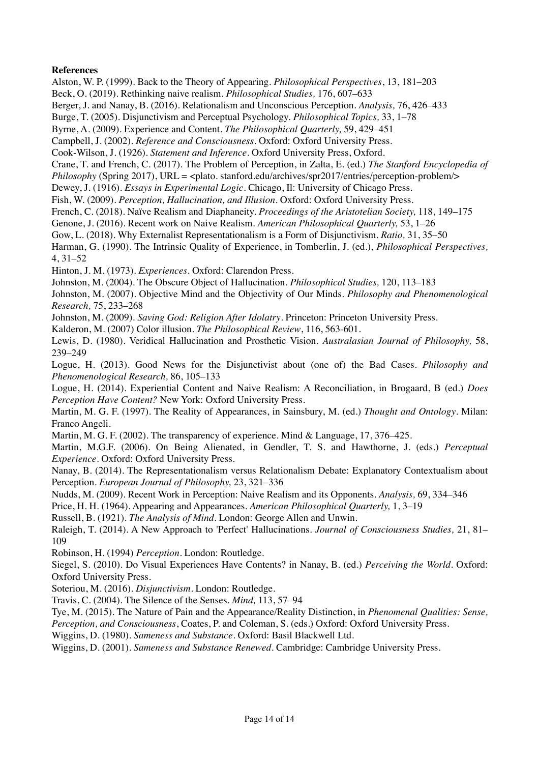**References**

Alston, W. P. (1999). Back to the Theory of Appearing. *Philosophical Perspectives*, 13, 181–203

Beck, O. (2019). Rethinking naive realism. *Philosophical Studies,* 176, 607–633

Berger, J. and Nanay, B. (2016). Relationalism and Unconscious Perception. *Analysis,* 76, 426–433

Burge, T. (2005). Disjunctivism and Perceptual Psychology. *Philosophical Topics,* 33, 1–78

Byrne, A. (2009). Experience and Content. *The Philosophical Quarterly,* 59, 429–451

Campbell, J. (2002). *Reference and Consciousness*. Oxford: Oxford University Press.

Cook-Wilson, J. (1926). *Statement and Inference*. Oxford University Press, Oxford.

Crane, T. and French, C. (2017). The Problem of Perception, in Zalta, E. (ed.) *The Stanford Encyclopedia of Philosophy* (Spring 2017), URL = <plato. stanford.edu/archives/spr2017/entries/perception-problem/>

Dewey, J. (1916). *Essays in Experimental Logic*. Chicago, Il: University of Chicago Press.

Fish, W. (2009). *Perception, Hallucination, and Illusion*. Oxford: Oxford University Press.

French, C. (2018). Naïve Realism and Diaphaneity. *Proceedings of the Aristotelian Society,* 118, 149–175

Genone, J. (2016). Recent work on Naive Realism. *American Philosophical Quarterly,* 53, 1–26

Gow, L. (2018). Why Externalist Representationalism is a Form of Disjunctivism. *Ratio,* 31, 35–50

Harman, G. (1990). The Intrinsic Quality of Experience, in Tomberlin, J. (ed.), *Philosophical Perspectives,* 4, 31–52

Hinton, J. M. (1973). *Experiences*. Oxford: Clarendon Press.

Johnston, M. (2004). The Obscure Object of Hallucination. *Philosophical Studies,* 120, 113–183

Johnston, M. (2007). Objective Mind and the Objectivity of Our Minds. *Philosophy and Phenomenological Research,* 75, 233–268

Johnston, M. (2009). *Saving God: Religion After Idolatry*. Princeton: Princeton University Press.

Kalderon, M. (2007) Color illusion. *The Philosophical Review*, 116, 563-601.

Lewis, D. (1980). Veridical Hallucination and Prosthetic Vision. *Australasian Journal of Philosophy,* 58, 239–249

Logue, H. (2013). Good News for the Disjunctivist about (one of) the Bad Cases. *Philosophy and Phenomenological Research,* 86, 105–133

Logue, H. (2014). Experiential Content and Naive Realism: A Reconciliation, in Brogaard, B (ed.) *Does Perception Have Content?* New York: Oxford University Press.

Martin, M. G. F. (1997). The Reality of Appearances, in Sainsbury, M. (ed.) *Thought and Ontology*. Milan: Franco Angeli.

Martin, M. G. F. (2002). The transparency of experience. Mind & Language, 17, 376–425.

Martin, M.G.F. (2006). On Being Alienated, in Gendler, T. S. and Hawthorne, J. (eds.) *Perceptual Experience*. Oxford: Oxford University Press.

Nanay, B. (2014). The Representationalism versus Relationalism Debate: Explanatory Contextualism about Perception. *European Journal of Philosophy,* 23, 321–336

Nudds, M. (2009). Recent Work in Perception: Naive Realism and its Opponents. *Analysis,* 69, 334–346

Price, H. H. (1964). Appearing and Appearances. *American Philosophical Quarterly,* 1, 3–19

Russell, B. (1921). *The Analysis of Mind*. London: George Allen and Unwin.

Raleigh, T. (2014). A New Approach to 'Perfect' Hallucinations. *Journal of Consciousness Studies,* 21, 81–109

Robinson, H. (1994) *Perception*. London: Routledge.

Siegel, S. (2010). Do Visual Experiences Have Contents? in Nanay, B. (ed.) *Perceiving the World*. Oxford: Oxford University Press.

Soteriou, M. (2016). *Disjunctivism*. London: Routledge.

Travis, C. (2004). The Silence of the Senses. *Mind,* 113, 57–94

Tye, M. (2015). The Nature of Pain and the Appearance/Reality Distinction, in *Phenomenal Qualities: Sense, Perception, and Consciousness*, Coates, P. and Coleman, S. (eds.) Oxford: Oxford University Press.

Wiggins, D. (1980). *Sameness and Substance*. Oxford: Basil Blackwell Ltd.

Wiggins, D. (2001). *Sameness and Substance Renewed*. Cambridge: Cambridge University Press.